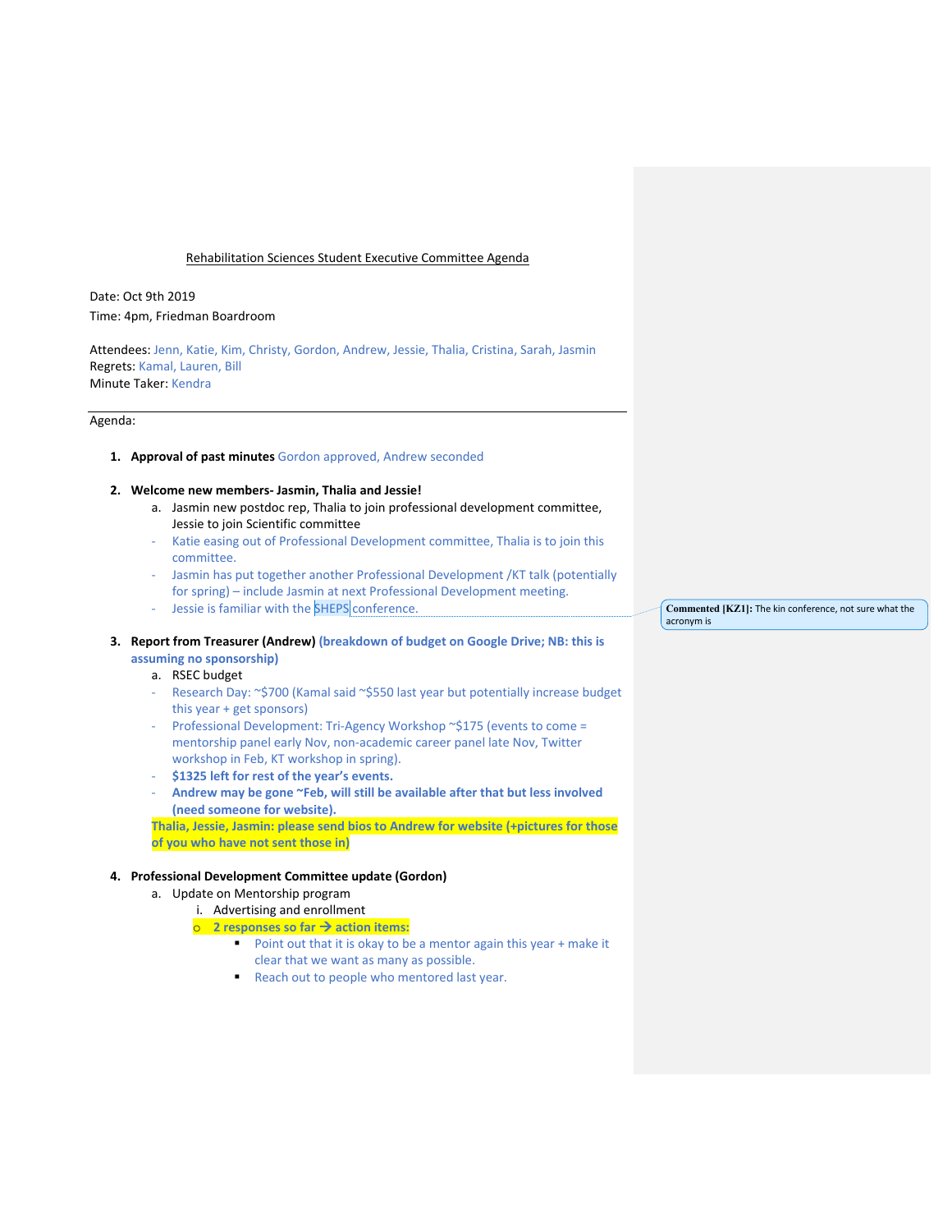Rehabilitation Sciences Student Executive Committee Agenda

Date: Oct 9th 2019
Time: 4pm, Friedman Boardroom

Attendees: Jenn, Katie, Kim, Christy, Gordon, Andrew, Jessie, Thalia, Cristina, Sarah, Jasmin
Regrets: Kamal, Lauren, Bill
Minute Taker: Kendra

---

Agenda:

1. **Approval of past minutes** Gordon approved, Andrew seconded

2. **Welcome new members- Jasmin, Thalia and Jessie!**
   a. Jasmin new postdoc rep, Thalia to join professional development committee, Jessie to join Scientific committee
   - Katie easing out of Professional Development committee, Thalia is to join this committee.
   - Jasmin has put together another Professional Development /KT talk (potentially for spring) – include Jasmin at next Professional Development meeting.
   - Jessie is familiar with the SHEPS conference.

> **Commented [KZ1]:** The kin conference, not sure what the acronym is

3. **Report from Treasurer (Andrew)** **(breakdown of budget on Google Drive; NB: this is assuming no sponsorship)**
   a. RSEC budget
   - Research Day: ~$700 (Kamal said ~$550 last year but potentially increase budget this year + get sponsors)
   - Professional Development: Tri-Agency Workshop ~$175 (events to come = mentorship panel early Nov, non-academic career panel late Nov, Twitter workshop in Feb, KT workshop in spring).
   - **$1325 left for rest of the year's events.**
   - **Andrew may be gone ~Feb, will still be available after that but less involved (need someone for website).**

   **Thalia, Jessie, Jasmin: please send bios to Andrew for website (+pictures for those of you who have not sent those in)**

4. **Professional Development Committee update (Gordon)**
   a. Update on Mentorship program
      i. Advertising and enrollment
      - **2 responses so far → action items:**
         - Point out that it is okay to be a mentor again this year + make it clear that we want as many as possible.
         - Reach out to people who mentored last year.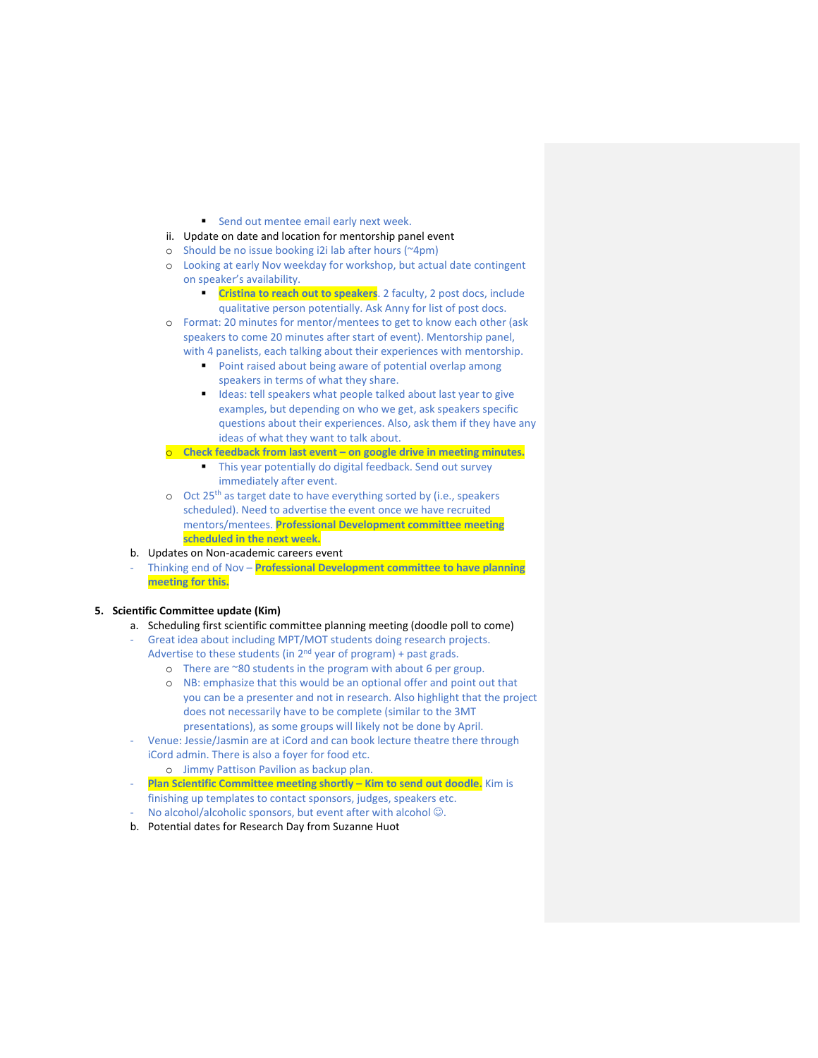- Send out mentee email early next week.

    ii. Update on date and location for mentorship panel event
    - Should be no issue booking i2i lab after hours (~4pm)
    - Looking at early Nov weekday for workshop, but actual date contingent on speaker's availability.
        - **Cristina to reach out to speakers**. 2 faculty, 2 post docs, include qualitative person potentially. Ask Anny for list of post docs.
    - Format: 20 minutes for mentor/mentees to get to know each other (ask speakers to come 20 minutes after start of event). Mentorship panel, with 4 panelists, each talking about their experiences with mentorship.
        - Point raised about being aware of potential overlap among speakers in terms of what they share.
        - Ideas: tell speakers what people talked about last year to give examples, but depending on who we get, ask speakers specific questions about their experiences. Also, ask them if they have any ideas of what they want to talk about.
    - **Check feedback from last event – on google drive in meeting minutes.**
        - This year potentially do digital feedback. Send out survey immediately after event.
    - Oct 25th as target date to have everything sorted by (i.e., speakers scheduled). Need to advertise the event once we have recruited mentors/mentees. **Professional Development committee meeting scheduled in the next week.**

b. Updates on Non-academic careers event
- Thinking end of Nov – **Professional Development committee to have planning meeting for this.**

**5. Scientific Committee update (Kim)**

a. Scheduling first scientific committee planning meeting (doodle poll to come)
- Great idea about including MPT/MOT students doing research projects. Advertise to these students (in 2nd year of program) + past grads.
    - There are ~80 students in the program with about 6 per group.
    - NB: emphasize that this would be an optional offer and point out that you can be a presenter and not in research. Also highlight that the project does not necessarily have to be complete (similar to the 3MT presentations), as some groups will likely not be done by April.
- Venue: Jessie/Jasmin are at iCord and can book lecture theatre there through iCord admin. There is also a foyer for food etc.
    - Jimmy Pattison Pavilion as backup plan.
- **Plan Scientific Committee meeting shortly – Kim to send out doodle.** Kim is finishing up templates to contact sponsors, judges, speakers etc.
- No alcohol/alcoholic sponsors, but event after with alcohol ☺.

b. Potential dates for Research Day from Suzanne Huot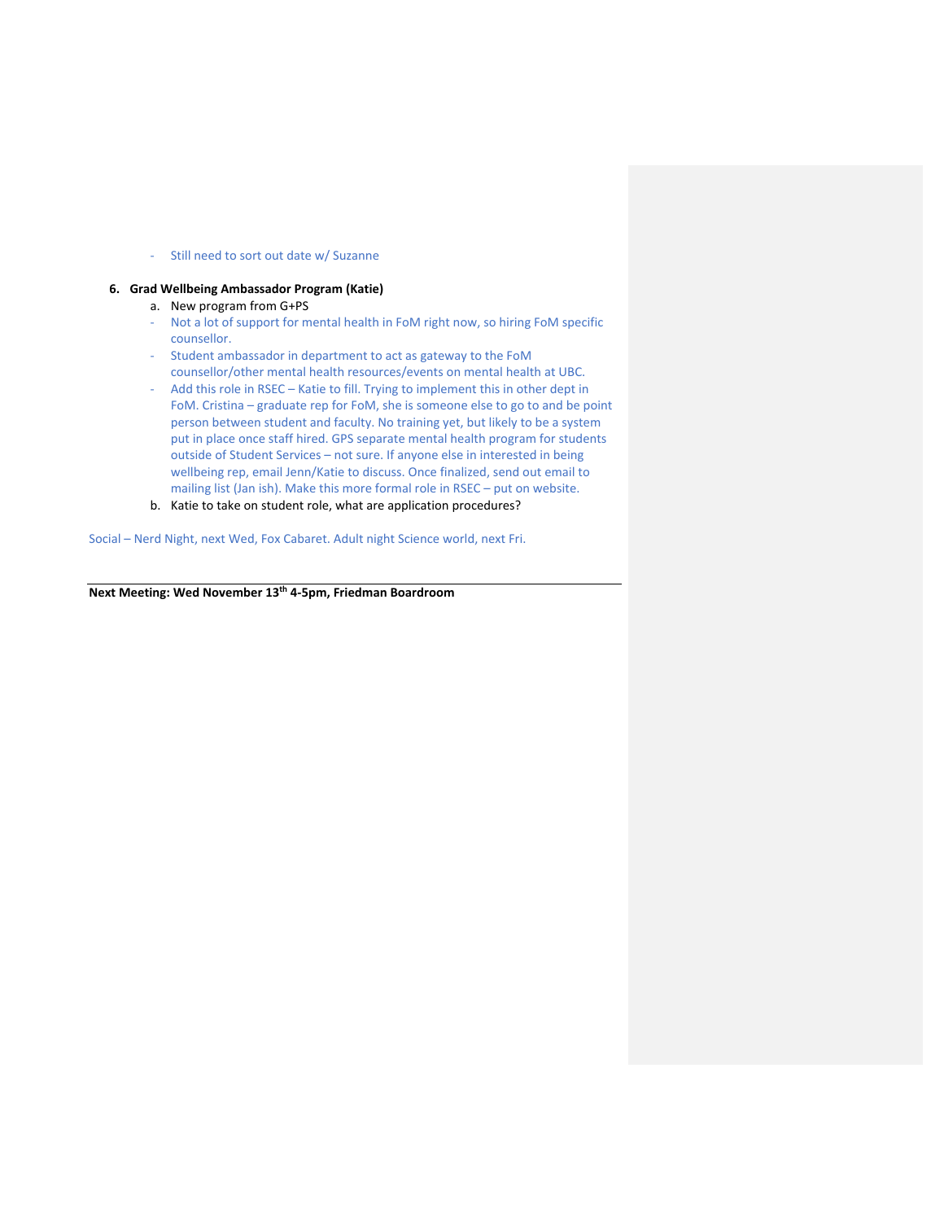- Still need to sort out date w/ Suzanne

6. **Grad Wellbeing Ambassador Program (Katie)**
   a. New program from G+PS
   - Not a lot of support for mental health in FoM right now, so hiring FoM specific counsellor.
   - Student ambassador in department to act as gateway to the FoM counsellor/other mental health resources/events on mental health at UBC.
   - Add this role in RSEC – Katie to fill. Trying to implement this in other dept in FoM. Cristina – graduate rep for FoM, she is someone else to go to and be point person between student and faculty. No training yet, but likely to be a system put in place once staff hired. GPS separate mental health program for students outside of Student Services – not sure. If anyone else in interested in being wellbeing rep, email Jenn/Katie to discuss. Once finalized, send out email to mailing list (Jan ish). Make this more formal role in RSEC – put on website.

   b. Katie to take on student role, what are application procedures?

Social – Nerd Night, next Wed, Fox Cabaret. Adult night Science world, next Fri.

---

**Next Meeting: Wed November 13th 4-5pm, Friedman Boardroom**